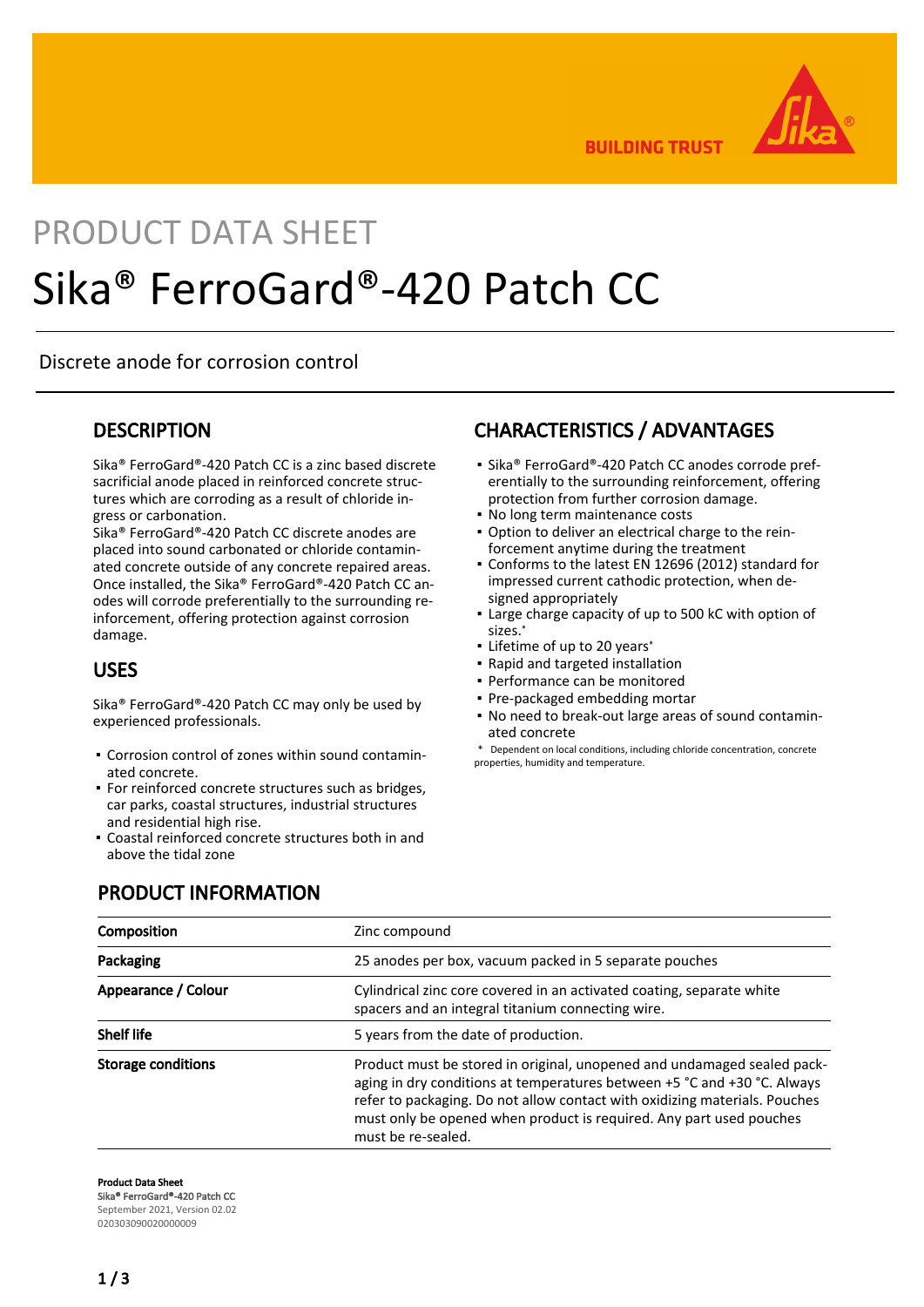# PRODUCT DATA SHEET

# Sika® FerroGard®-420 Patch CC

Discrete anode for corrosion control

## DESCRIPTION

Sika® FerroGard®-420 Patch CC is a zinc based discrete sacrificial anode placed in reinforced concrete structures which are corroding as a result of chloride ingress or carbonation.
Sika® FerroGard®-420 Patch CC discrete anodes are placed into sound carbonated or chloride contaminated concrete outside of any concrete repaired areas. Once installed, the Sika® FerroGard®-420 Patch CC anodes will corrode preferentially to the surrounding reinforcement, offering protection against corrosion damage.

## USES

Sika® FerroGard®-420 Patch CC may only be used by experienced professionals.

- Corrosion control of zones within sound contaminated concrete.
- For reinforced concrete structures such as bridges, car parks, coastal structures, industrial structures and residential high rise.
- Coastal reinforced concrete structures both in and above the tidal zone

## CHARACTERISTICS / ADVANTAGES

- Sika® FerroGard®-420 Patch CC anodes corrode preferentially to the surrounding reinforcement, offering protection from further corrosion damage.
- No long term maintenance costs
- Option to deliver an electrical charge to the reinforcement anytime during the treatment
- Conforms to the latest EN 12696 (2012) standard for impressed current cathodic protection, when designed appropriately
- Large charge capacity of up to 500 kC with option of sizes.*
- Lifetime of up to 20 years*
- Rapid and targeted installation
- Performance can be monitored
- Pre-packaged embedding mortar
- No need to break-out large areas of sound contaminated concrete

\* Dependent on local conditions, including chloride concentration, concrete properties, humidity and temperature.

## PRODUCT INFORMATION

| | |
|---|---|
| **Composition** | Zinc compound |
| **Packaging** | 25 anodes per box, vacuum packed in 5 separate pouches |
| **Appearance / Colour** | Cylindrical zinc core covered in an activated coating, separate white spacers and an integral titanium connecting wire. |
| **Shelf life** | 5 years from the date of production. |
| **Storage conditions** | Product must be stored in original, unopened and undamaged sealed packaging in dry conditions at temperatures between +5 °C and +30 °C. Always refer to packaging. Do not allow contact with oxidizing materials. Pouches must only be opened when product is required. Any part used pouches must be re-sealed. |

**Product Data Sheet**
**Sika® FerroGard®-420 Patch CC**
September 2021, Version 02.02
020303090020000009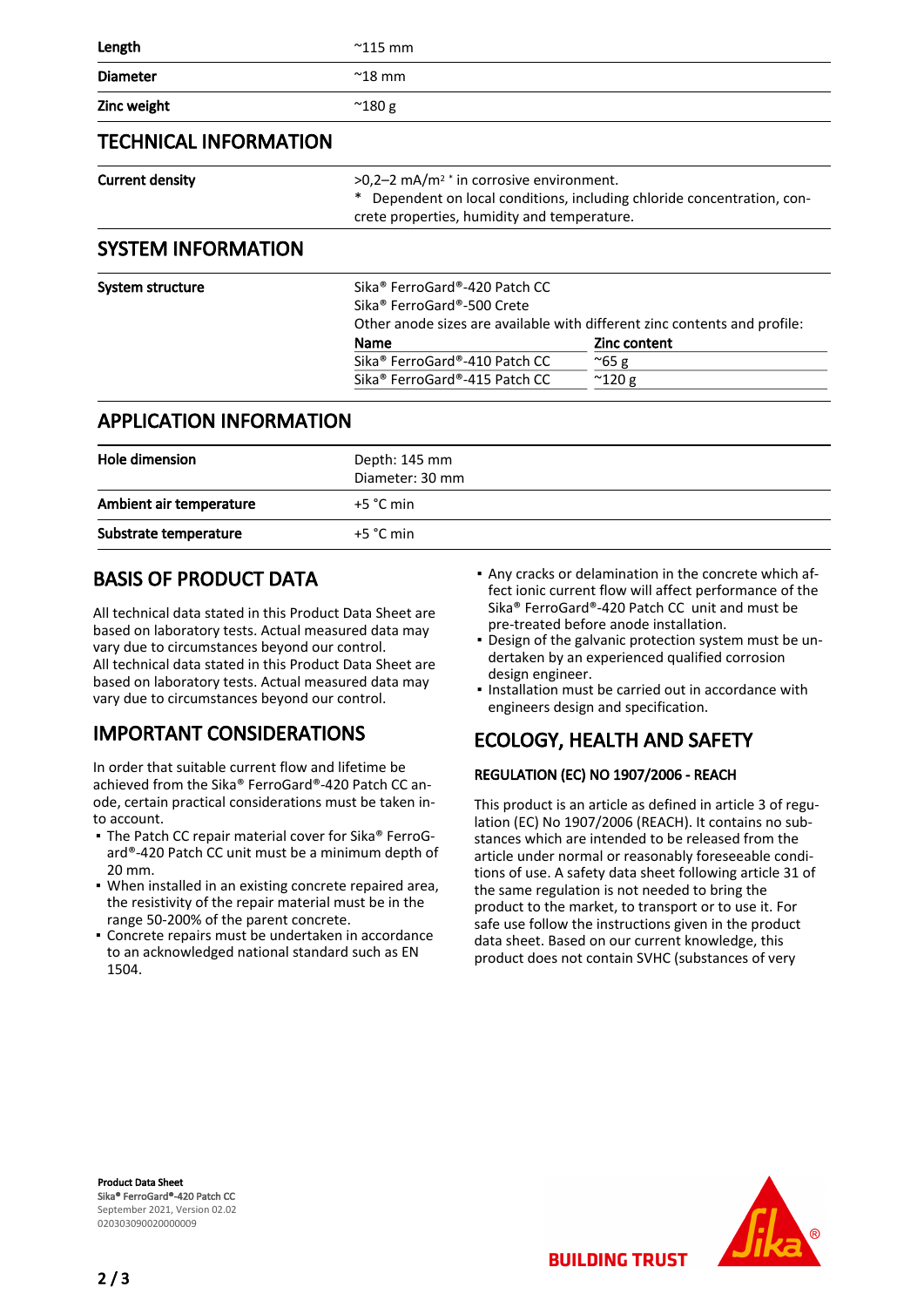| | |
|---|---|
| **Length** | ~115 mm |
| **Diameter** | ~18 mm |
| **Zinc weight** | ~180 g |

## TECHNICAL INFORMATION

| | |
|---|---|
| **Current density** | >0,2–2 mA/m² * in corrosive environment.<br>* Dependent on local conditions, including chloride concentration, concrete properties, humidity and temperature. |

## SYSTEM INFORMATION

**System structure**

Sika® FerroGard®-420 Patch CC
Sika® FerroGard®-500 Crete
Other anode sizes are available with different zinc contents and profile:

| Name | Zinc content |
|---|---|
| Sika® FerroGard®-410 Patch CC | ~65 g |
| Sika® FerroGard®-415 Patch CC | ~120 g |

## APPLICATION INFORMATION

| | |
|---|---|
| **Hole dimension** | Depth: 145 mm<br>Diameter: 30 mm |
| **Ambient air temperature** | +5 °C min |
| **Substrate temperature** | +5 °C min |

## BASIS OF PRODUCT DATA

All technical data stated in this Product Data Sheet are based on laboratory tests. Actual measured data may vary due to circumstances beyond our control.
All technical data stated in this Product Data Sheet are based on laboratory tests. Actual measured data may vary due to circumstances beyond our control.

## IMPORTANT CONSIDERATIONS

In order that suitable current flow and lifetime be achieved from the Sika® FerroGard®-420 Patch CC anode, certain practical considerations must be taken into account.

- The Patch CC repair material cover for Sika® FerroGard®-420 Patch CC unit must be a minimum depth of 20 mm.
- When installed in an existing concrete repaired area, the resistivity of the repair material must be in the range 50-200% of the parent concrete.
- Concrete repairs must be undertaken in accordance to an acknowledged national standard such as EN 1504.
- Any cracks or delamination in the concrete which affect ionic current flow will affect performance of the Sika® FerroGard®-420 Patch CC unit and must be pre-treated before anode installation.
- Design of the galvanic protection system must be undertaken by an experienced qualified corrosion design engineer.
- Installation must be carried out in accordance with engineers design and specification.

## ECOLOGY, HEALTH AND SAFETY

### REGULATION (EC) NO 1907/2006 - REACH

This product is an article as defined in article 3 of regulation (EC) No 1907/2006 (REACH). It contains no substances which are intended to be released from the article under normal or reasonably foreseeable conditions of use. A safety data sheet following article 31 of the same regulation is not needed to bring the product to the market, to transport or to use it. For safe use follow the instructions given in the product data sheet. Based on our current knowledge, this product does not contain SVHC (substances of very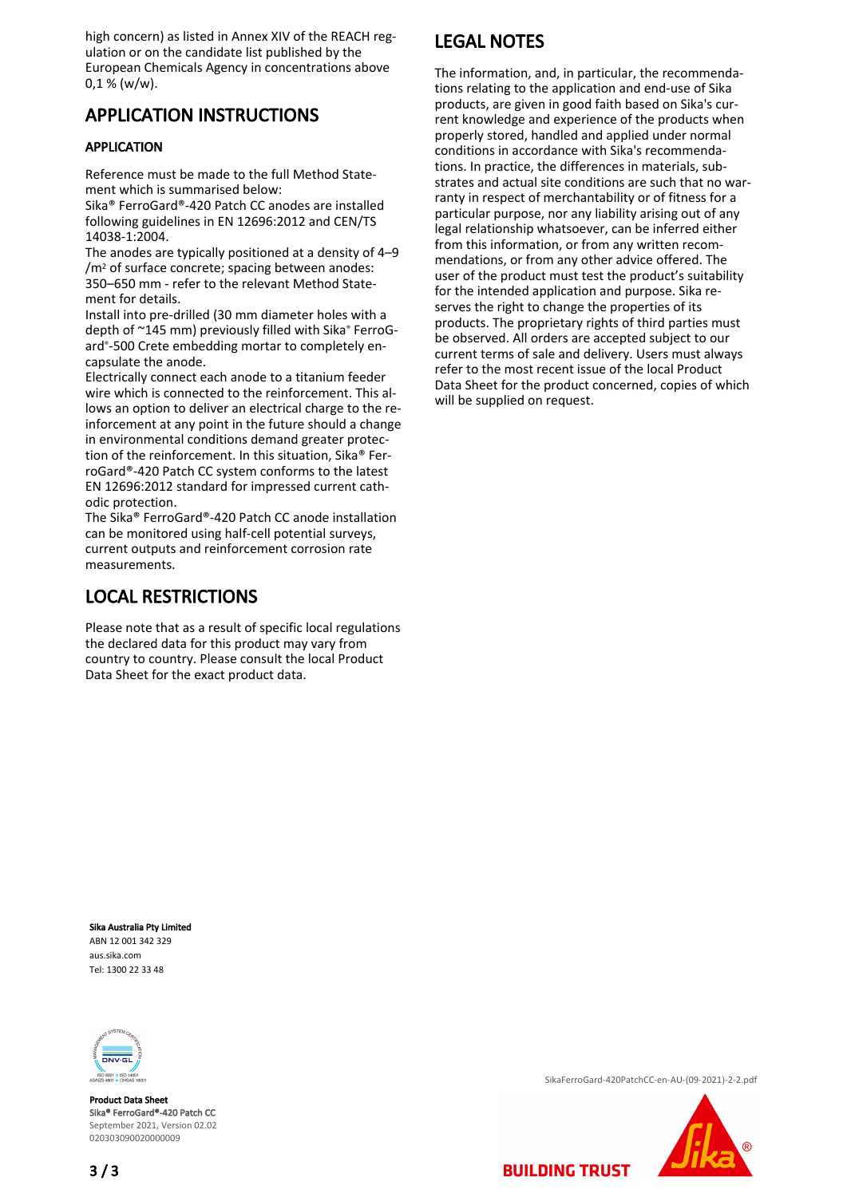high concern) as listed in Annex XIV of the REACH regulation or on the candidate list published by the European Chemicals Agency in concentrations above 0,1 % (w/w).

## APPLICATION INSTRUCTIONS

### APPLICATION

Reference must be made to the full Method Statement which is summarised below:
Sika® FerroGard®-420 Patch CC anodes are installed following guidelines in EN 12696:2012 and CEN/TS 14038-1:2004.
The anodes are typically positioned at a density of 4–9 /m² of surface concrete; spacing between anodes: 350–650 mm - refer to the relevant Method Statement for details.
Install into pre-drilled (30 mm diameter holes with a depth of ~145 mm) previously filled with Sika® FerroGard®-500 Crete embedding mortar to completely encapsulate the anode.
Electrically connect each anode to a titanium feeder wire which is connected to the reinforcement. This allows an option to deliver an electrical charge to the reinforcement at any point in the future should a change in environmental conditions demand greater protection of the reinforcement. In this situation, Sika® FerroGard®-420 Patch CC system conforms to the latest EN 12696:2012 standard for impressed current cathodic protection.
The Sika® FerroGard®-420 Patch CC anode installation can be monitored using half-cell potential surveys, current outputs and reinforcement corrosion rate measurements.

## LOCAL RESTRICTIONS

Please note that as a result of specific local regulations the declared data for this product may vary from country to country. Please consult the local Product Data Sheet for the exact product data.

## LEGAL NOTES

The information, and, in particular, the recommendations relating to the application and end-use of Sika products, are given in good faith based on Sika's current knowledge and experience of the products when properly stored, handled and applied under normal conditions in accordance with Sika's recommendations. In practice, the differences in materials, substrates and actual site conditions are such that no warranty in respect of merchantability or of fitness for a particular purpose, nor any liability arising out of any legal relationship whatsoever, can be inferred either from this information, or from any written recommendations, or from any other advice offered. The user of the product must test the product's suitability for the intended application and purpose. Sika reserves the right to change the properties of its products. The proprietary rights of third parties must be observed. All orders are accepted subject to our current terms of sale and delivery. Users must always refer to the most recent issue of the local Product Data Sheet for the product concerned, copies of which will be supplied on request.

**Sika Australia Pty Limited**
ABN 12 001 342 329
aus.sika.com
Tel: 1300 22 33 48

**Product Data Sheet**
**Sika® FerroGard®-420 Patch CC**
September 2021, Version 02.02
020303090020000009

SikaFerroGard-420PatchCC-en-AU-(09-2021)-2-2.pdf

BUILDING TRUST